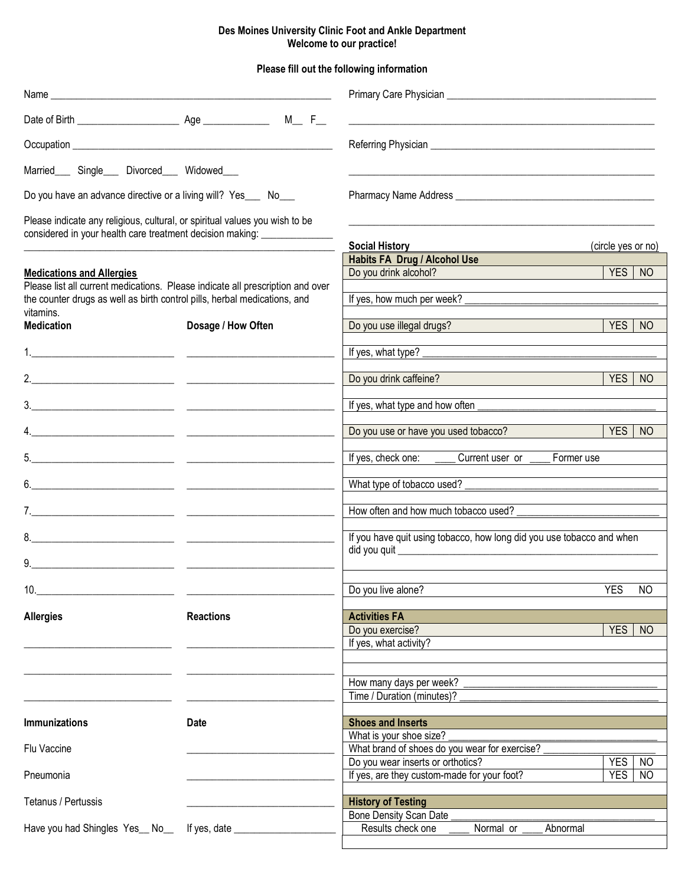**Des Moines University Clinic Foot and Ankle Department**
**Welcome to our practice!**

**Please fill out the following information**

Name ______________________________________________________

Date of Birth ___________________ Age ____________ M__ F__

Occupation ___________________________________________________

Married___ Single___ Divorced___ Widowed___

Do you have an advance directive or a living will? Yes___ No___

Please indicate any religious, cultural, or spiritual values you wish to be considered in your health care treatment decision making: _____________
________________________________________________________________

**Medications and Allergies**

Please list all current medications. Please indicate all prescription and over the counter drugs as well as birth control pills, herbal medications, and vitamins.

| Medication | Dosage / How Often |
|---|---|
| 1.___________________________ | ____________________________ |
| 2.___________________________ | ____________________________ |
| 3.___________________________ | ____________________________ |
| 4.___________________________ | ____________________________ |
| 5.___________________________ | ____________________________ |
| 6.___________________________ | ____________________________ |
| 7.___________________________ | ____________________________ |
| 8.___________________________ | ____________________________ |
| 9.___________________________ | ____________________________ |
| 10.__________________________ | ____________________________ |

| Allergies | Reactions |
|---|---|
| ____________________________ | ____________________________ |
| ____________________________ | ____________________________ |
| ____________________________ | ____________________________ |

| Immunizations | Date |
|---|---|
| Flu Vaccine | ____________________________ |
| Pneumonia | ____________________________ |
| Tetanus / Pertussis | ____________________________ |
| Have you had Shingles Yes__ No__ | If yes, date ___________________ |

Primary Care Physician ________________________________________
________________________________________________________________

Referring Physician ___________________________________________
________________________________________________________________

Pharmacy Name Address ________________________________________
________________________________________________________________

**Social History** (circle yes or no)

| Habits FA Drug / Alcohol Use | | |
|---|---|---|
| Do you drink alcohol? | YES | NO |
| If yes, how much per week? ______________________________________ | | |
| Do you use illegal drugs? | YES | NO |
| If yes, what type? ______________________________________________ | | |
| Do you drink caffeine? | YES | NO |
| If yes, what type and how often __________________________________ | | |
| Do you use or have you used tobacco? | YES | NO |
| If yes, check one: ____ Current user or ____ Former use | | |
| What type of tobacco used? _______________________________________ | | |
| How often and how much tobacco used? ____________________________ | | |
| If you have quit using tobacco, how long did you use tobacco and when did you quit _______________________________________________ | | |
| Do you live alone? | YES | NO |

| Activities FA | | |
|---|---|---|
| Do you exercise? | YES | NO |
| If yes, what activity? | | |
| How many days per week? __________________________________________ | | |
| Time / Duration (minutes)? _________________________________________ | | |

| Shoes and Inserts | | |
|---|---|---|
| What is your shoe size? ___________________________________________ | | |
| What brand of shoes do you wear for exercise? ______________________ | | |
| Do you wear inserts or orthotics? | YES | NO |
| If yes, are they custom-made for your foot? | YES | NO |

| History of Testing |
|---|
| Bone Density Scan Date ___________________________________________ |
| Results check one ____ Normal or ____ Abnormal |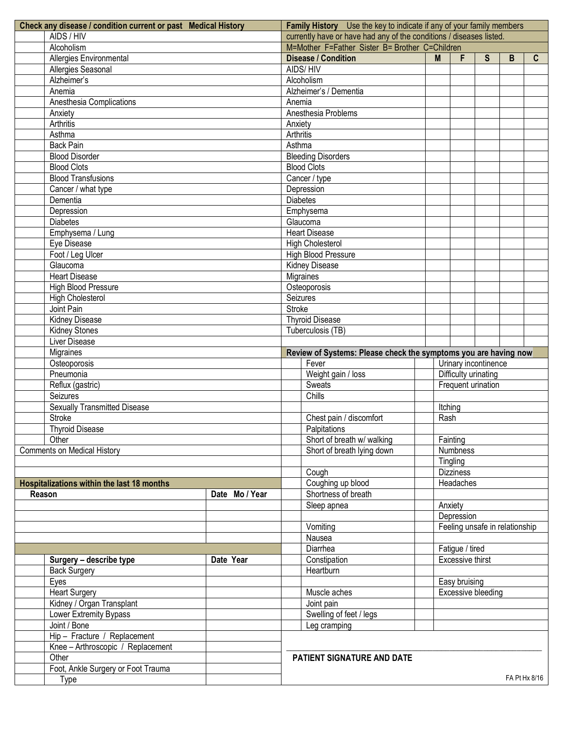| Check any disease / condition current or past | Medical History |
|---|---|
| | AIDS / HIV |
| | Alcoholism |
| | Allergies Environmental |
| | Allergies Seasonal |
| | Alzheimer's |
| | Anemia |
| | Anesthesia Complications |
| | Anxiety |
| | Arthritis |
| | Asthma |
| | Back Pain |
| | Blood Disorder |
| | Blood Clots |
| | Blood Transfusions |
| | Cancer / what type |
| | Dementia |
| | Depression |
| | Diabetes |
| | Emphysema / Lung |
| | Eye Disease |
| | Foot / Leg Ulcer |
| | Glaucoma |
| | Heart Disease |
| | High Blood Pressure |
| | High Cholesterol |
| | Joint Pain |
| | Kidney Disease |
| | Kidney Stones |
| | Liver Disease |
| | Migraines |
| | Osteoporosis |
| | Pneumonia |
| | Reflux (gastric) |
| | Seizures |
| | Sexually Transmitted Disease |
| | Stroke |
| | Thyroid Disease |
| | Other |

Comments on Medical History

| Hospitalizations within the last 18 months | |
|---|---|
| **Reason** | **Date Mo / Year** |
| | |
| | |
| | |
| | |

| | Surgery – describe type | Date Year |
|---|---|---|
| | Back Surgery | |
| | Eyes | |
| | Heart Surgery | |
| | Kidney / Organ Transplant | |
| | Lower Extremity Bypass | |
| | Joint / Bone | |
| | Hip – Fracture / Replacement | |
| | Knee – Arthroscopic / Replacement | |
| | Other | |
| | Foot, Ankle Surgery or Foot Trauma | |
| | Type | |

**Family History** Use the key to indicate if any of your family members currently have or have had any of the conditions / diseases listed.

M=Mother F=Father Sister B= Brother C=Children

| Disease / Condition | M | F | S | B | C |
|---|---|---|---|---|---|
| AIDS/ HIV | | | | | |
| Alcoholism | | | | | |
| Alzheimer's / Dementia | | | | | |
| Anemia | | | | | |
| Anesthesia Problems | | | | | |
| Anxiety | | | | | |
| Arthritis | | | | | |
| Asthma | | | | | |
| Bleeding Disorders | | | | | |
| Blood Clots | | | | | |
| Cancer / type | | | | | |
| Depression | | | | | |
| Diabetes | | | | | |
| Emphysema | | | | | |
| Glaucoma | | | | | |
| Heart Disease | | | | | |
| High Cholesterol | | | | | |
| High Blood Pressure | | | | | |
| Kidney Disease | | | | | |
| Migraines | | | | | |
| Osteoporosis | | | | | |
| Seizures | | | | | |
| Stroke | | | | | |
| Thyroid Disease | | | | | |
| Tuberculosis (TB) | | | | | |

**Review of Systems: Please check the symptoms you are having now**

| | | | |
|---|---|---|---|
| | Fever | | Urinary incontinence |
| | Weight gain / loss | | Difficulty urinating |
| | Sweats | | Frequent urination |
| | Chills | | |
| | | | Itching |
| | Chest pain / discomfort | | Rash |
| | Palpitations | | |
| | Short of breath w/ walking | | Fainting |
| | Short of breath lying down | | Numbness |
| | | | Tingling |
| | Cough | | Dizziness |
| | Coughing up blood | | Headaches |
| | Shortness of breath | | |
| | Sleep apnea | | Anxiety |
| | | | Depression |
| | Vomiting | | Feeling unsafe in relationship |
| | Nausea | | |
| | Diarrhea | | Fatigue / tired |
| | Constipation | | Excessive thirst |
| | Heartburn | | |
| | | | Easy bruising |
| | Muscle aches | | Excessive bleeding |
| | Joint pain | | |
| | Swelling of feet / legs | | |
| | Leg cramping | | |

______________________________________________

**PATIENT SIGNATURE AND DATE**

FA Pt Hx 8/16